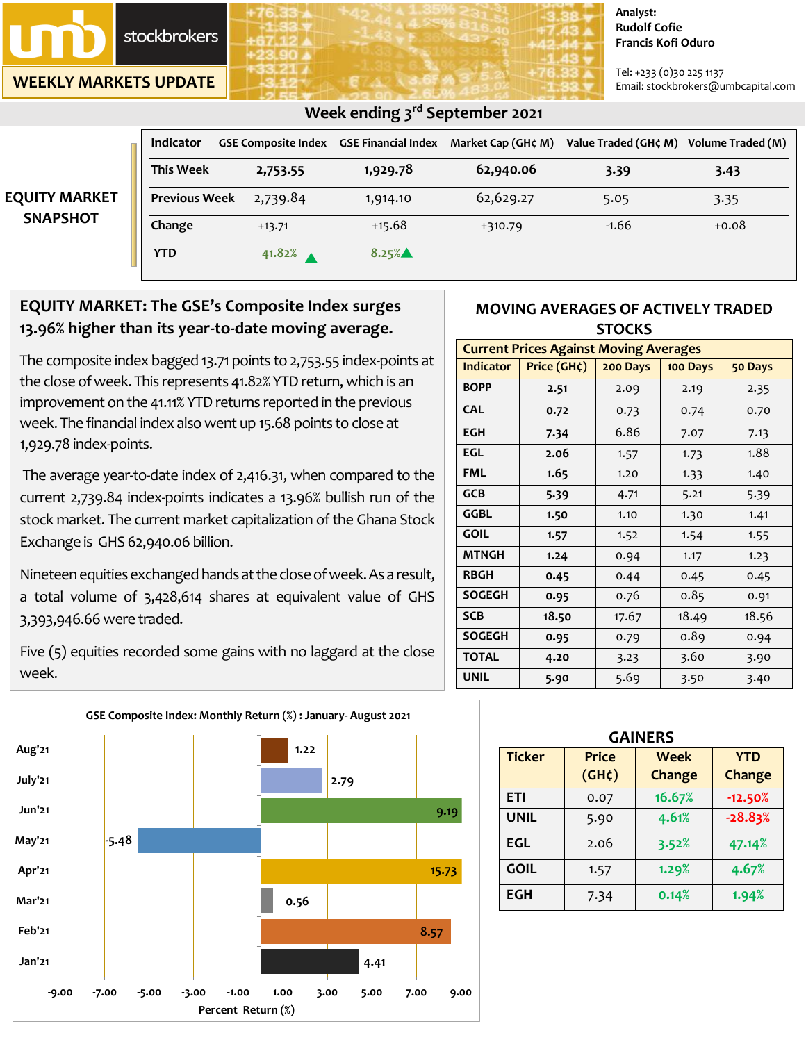umb stockbrokers

# WEEKLY MARKETS UPDATE

Analyst:
Rudolf Cofie
Francis Kofi Oduro

Tel: +233 (0)30 225 1137
Email: stockbrokers@umbcapital.com

## Week ending 3rd September 2021

### EQUITY MARKET SNAPSHOT

| Indicator | GSE Composite Index | GSE Financial Index | Market Cap (GH¢ M) | Value Traded (GH¢ M) | Volume Traded (M) |
|---|---|---|---|---|---|
| This Week | 2,753.55 | 1,929.78 | 62,940.06 | 3.39 | 3.43 |
| Previous Week | 2,739.84 | 1,914.10 | 62,629.27 | 5.05 | 3.35 |
| Change | +13.71 | +15.68 | +310.79 | -1.66 | +0.08 |
| YTD | 41.82% ▲ | 8.25%▲ | | | |

## EQUITY MARKET: The GSE's Composite Index surges 13.96% higher than its year-to-date moving average.

The composite index bagged 13.71 points to 2,753.55 index-points at the close of week. This represents 41.82% YTD return, which is an improvement on the 41.11% YTD returns reported in the previous week. The financial index also went up 15.68 points to close at 1,929.78 index-points.

The average year-to-date index of 2,416.31, when compared to the current 2,739.84 index-points indicates a 13.96% bullish run of the stock market. The current market capitalization of the Ghana Stock Exchange is GHS 62,940.06 billion.

Nineteen equities exchanged hands at the close of week. As a result, a total volume of 3,428,614 shares at equivalent value of GHS 3,393,946.66 were traded.

Five (5) equities recorded some gains with no laggard at the close week.

### MOVING AVERAGES OF ACTIVELY TRADED STOCKS

| Current Prices Against Moving Averages | | | | |
|---|---|---|---|---|
| Indicator | Price (GH¢) | 200 Days | 100 Days | 50 Days |
| BOPP | 2.51 | 2.09 | 2.19 | 2.35 |
| CAL | 0.72 | 0.73 | 0.74 | 0.70 |
| EGH | 7.34 | 6.86 | 7.07 | 7.13 |
| EGL | 2.06 | 1.57 | 1.73 | 1.88 |
| FML | 1.65 | 1.20 | 1.33 | 1.40 |
| GCB | 5.39 | 4.71 | 5.21 | 5.39 |
| GGBL | 1.50 | 1.10 | 1.30 | 1.41 |
| GOIL | 1.57 | 1.52 | 1.54 | 1.55 |
| MTNGH | 1.24 | 0.94 | 1.17 | 1.23 |
| RBGH | 0.45 | 0.44 | 0.45 | 0.45 |
| SOGEGH | 0.95 | 0.76 | 0.85 | 0.91 |
| SCB | 18.50 | 17.67 | 18.49 | 18.56 |
| SOGEGH | 0.95 | 0.79 | 0.89 | 0.94 |
| TOTAL | 4.20 | 3.23 | 3.60 | 3.90 |
| UNIL | 5.90 | 5.69 | 3.50 | 3.40 |

### GSE Composite Index: Monthly Return (%) : January- August 2021

| Month | Percent Return (%) |
|---|---|
| Aug'21 | 1.22 |
| July'21 | 2.79 |
| Jun'21 | 9.19 |
| May'21 | -5.48 |
| Apr'21 | 15.73 |
| Mar'21 | 0.56 |
| Feb'21 | 8.57 |
| Jan'21 | 4.41 |

### GAINERS

| Ticker | Price (GH¢) | Week Change | YTD Change |
|---|---|---|---|
| ETI | 0.07 | 16.67% | -12.50% |
| UNIL | 5.90 | 4.61% | -28.83% |
| EGL | 2.06 | 3.52% | 47.14% |
| GOIL | 1.57 | 1.29% | 4.67% |
| EGH | 7.34 | 0.14% | 1.94% |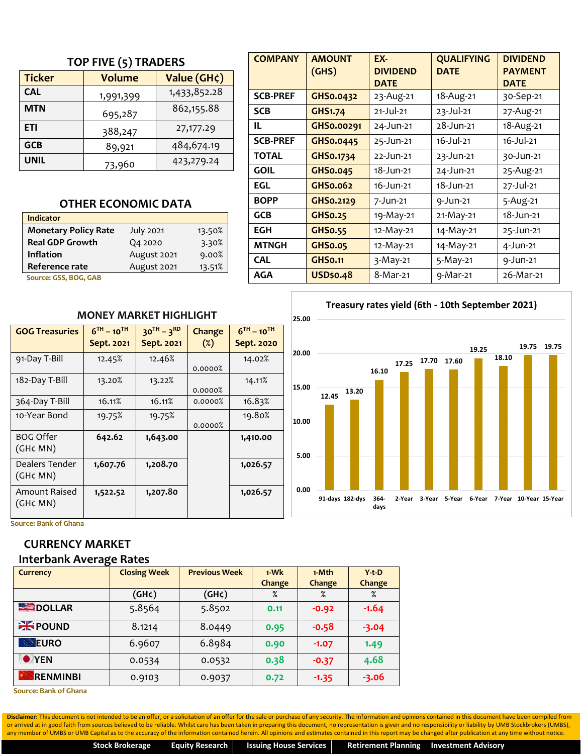## TOP FIVE (5) TRADERS

| Ticker | Volume | Value (GH¢) |
|---|---|---|
| CAL | 1,991,399 | 1,433,852.28 |
| MTN | 695,287 | 862,155.88 |
| ETI | 388,247 | 27,177.29 |
| GCB | 89,921 | 484,674.19 |
| UNIL | 73,960 | 423,279.24 |

| COMPANY | AMOUNT (GHS) | EX-DIVIDEND DATE | QUALIFYING DATE | DIVIDEND PAYMENT DATE |
|---|---|---|---|---|
| SCB-PREF | GHS0.0432 | 23-Aug-21 | 18-Aug-21 | 30-Sep-21 |
| SCB | GHS1.74 | 21-Jul-21 | 23-Jul-21 | 27-Aug-21 |
| IL | GHS0.00291 | 24-Jun-21 | 28-Jun-21 | 18-Aug-21 |
| SCB-PREF | GHS0.0445 | 25-Jun-21 | 16-Jul-21 | 16-Jul-21 |
| TOTAL | GHS0.1734 | 22-Jun-21 | 23-Jun-21 | 30-Jun-21 |
| GOIL | GHS0.045 | 18-Jun-21 | 24-Jun-21 | 25-Aug-21 |
| EGL | GHS0.062 | 16-Jun-21 | 18-Jun-21 | 27-Jul-21 |
| BOPP | GHS0.2129 | 7-Jun-21 | 9-Jun-21 | 5-Aug-21 |
| GCB | GHS0.25 | 19-May-21 | 21-May-21 | 18-Jun-21 |
| EGH | GHS0.55 | 12-May-21 | 14-May-21 | 25-Jun-21 |
| MTNGH | GHS0.05 | 12-May-21 | 14-May-21 | 4-Jun-21 |
| CAL | GHS0.11 | 3-May-21 | 5-May-21 | 9-Jun-21 |
| AGA | USD$0.48 | 8-Mar-21 | 9-Mar-21 | 26-Mar-21 |

## OTHER ECONOMIC DATA

| Indicator | | |
|---|---|---|
| Monetary Policy Rate | July 2021 | 13.50% |
| Real GDP Growth | Q4 2020 | 3.30% |
| Inflation | August 2021 | 9.00% |
| Reference rate | August 2021 | 13.51% |

Source: GSS, BOG, GAB

## MONEY MARKET HIGHLIGHT

| GOG Treasuries | 6TH – 10TH Sept. 2021 | 30TH – 3RD Sept. 2021 | Change (%) | 6TH – 10TH Sept. 2020 |
|---|---|---|---|---|
| 91-Day T-Bill | 12.45% | 12.46% | 0.0000% | 14.02% |
| 182-Day T-Bill | 13.20% | 13.22% | 0.0000% | 14.11% |
| 364-Day T-Bill | 16.11% | 16.11% | 0.0000% | 16.83% |
| 10-Year Bond | 19.75% | 19.75% | 0.0000% | 19.80% |
| BOG Offer (GH¢ MN) | 642.62 | 1,643.00 | | 1,410.00 |
| Dealers Tender (GH¢ MN) | 1,607.76 | 1,208.70 | | 1,026.57 |
| Amount Raised (GH¢ MN) | 1,522.52 | 1,207.80 | | 1,026.57 |

Source: Bank of Ghana

Treasury rates yield (6th - 10th September 2021)

25.00
20.00
15.00
10.00
5.00
0.00

12.45 13.20 16.10 17.25 17.70 17.60 19.25 18.10 19.75 19.75

91-days 182-dys 364-days 2-Year 3-Year 5-Year 6-Year 7-Year 10-Year 15-Year

## CURRENCY MARKET
### Interbank Average Rates

| Currency | Closing Week | Previous Week | 1-Wk Change | 1-Mth Change | Y-t-D Change |
|---|---|---|---|---|---|
| | (GH¢) | (GH¢) | % | % | % |
| DOLLAR | 5.8564 | 5.8502 | 0.11 | -0.92 | -1.64 |
| POUND | 8.1214 | 8.0449 | 0.95 | -0.58 | -3.04 |
| EURO | 6.9607 | 6.8984 | 0.90 | -1.07 | 1.49 |
| YEN | 0.0534 | 0.0532 | 0.38 | -0.37 | 4.68 |
| RENMINBI | 0.9103 | 0.9037 | 0.72 | -1.35 | -3.06 |

Source: Bank of Ghana

**Disclaimer:** This document is not intended to be an offer, or a solicitation of an offer for the sale or purchase of any security. The information and opinions contained in this document have been compiled from or arrived at in good faith from sources believed to be reliable. Whilst care has been taken in preparing this document, no representation is given and no responsibility or liability by UMB Stockbrokers (UMBS), any member of UMBS or UMB Capital as to the accuracy of the information contained herein. All opinions and estimates contained in this report may be changed after publication at any time without notice.

Stock Brokerage | Equity Research | Issuing House Services | Retirement Planning | Investment Advisory